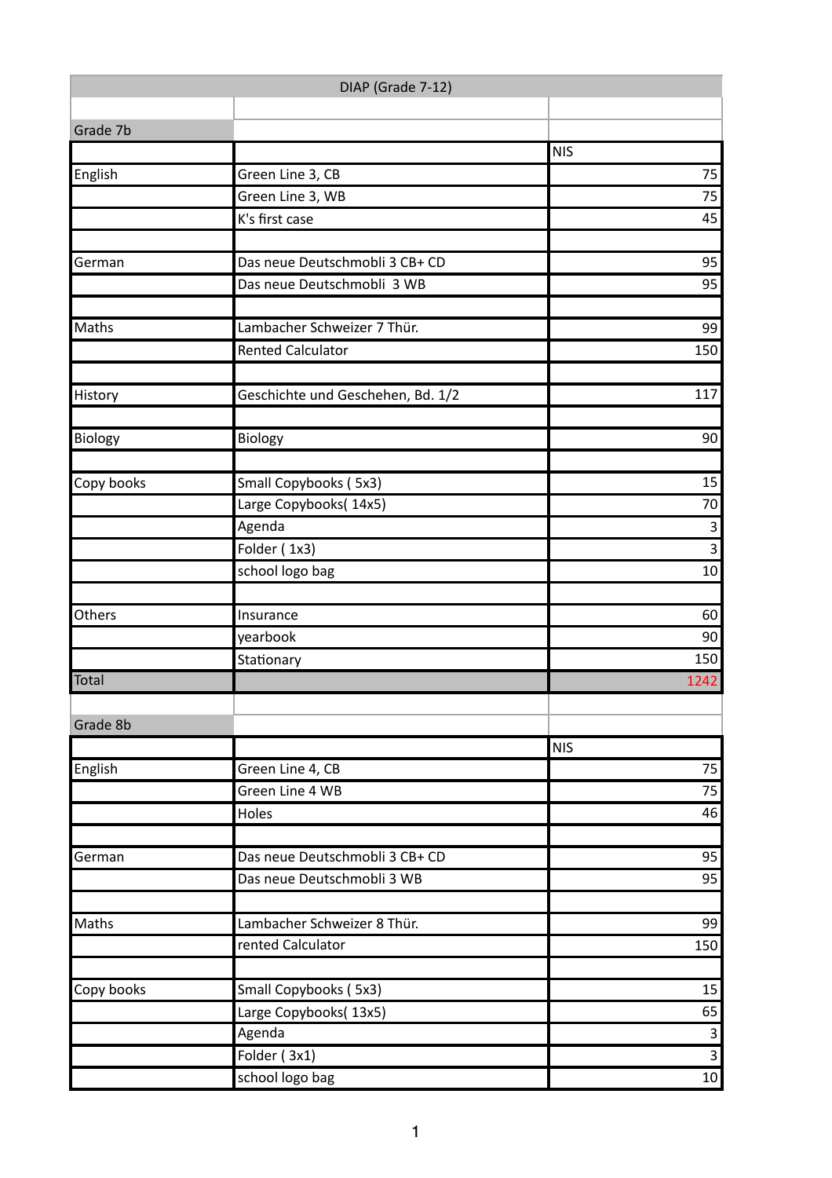# DIAP (Grade 7-12)

## Grade 7b

| | | NIS |
|---|---|---|
| English | Green Line 3, CB | 75 |
| | Green Line 3, WB | 75 |
| | K's first case | 45 |
| | | |
| German | Das neue Deutschmobli 3 CB+ CD | 95 |
| | Das neue Deutschmobli 3 WB | 95 |
| | | |
| Maths | Lambacher Schweizer 7 Thür. | 99 |
| | Rented Calculator | 150 |
| | | |
| History | Geschichte und Geschehen, Bd. 1/2 | 117 |
| | | |
| Biology | Biology | 90 |
| | | |
| Copy books | Small Copybooks ( 5x3) | 15 |
| | Large Copybooks( 14x5) | 70 |
| | Agenda | 3 |
| | Folder ( 1x3) | 3 |
| | school logo bag | 10 |
| | | |
| Others | Insurance | 60 |
| | yearbook | 90 |
| | Stationary | 150 |
| Total | | 1242 |

## Grade 8b

| | | NIS |
|---|---|---|
| English | Green Line 4, CB | 75 |
| | Green Line 4 WB | 75 |
| | Holes | 46 |
| | | |
| German | Das neue Deutschmobli 3 CB+ CD | 95 |
| | Das neue Deutschmobli 3 WB | 95 |
| | | |
| Maths | Lambacher Schweizer 8 Thür. | 99 |
| | rented Calculator | 150 |
| | | |
| Copy books | Small Copybooks ( 5x3) | 15 |
| | Large Copybooks( 13x5) | 65 |
| | Agenda | 3 |
| | Folder ( 3x1) | 3 |
| | school logo bag | 10 |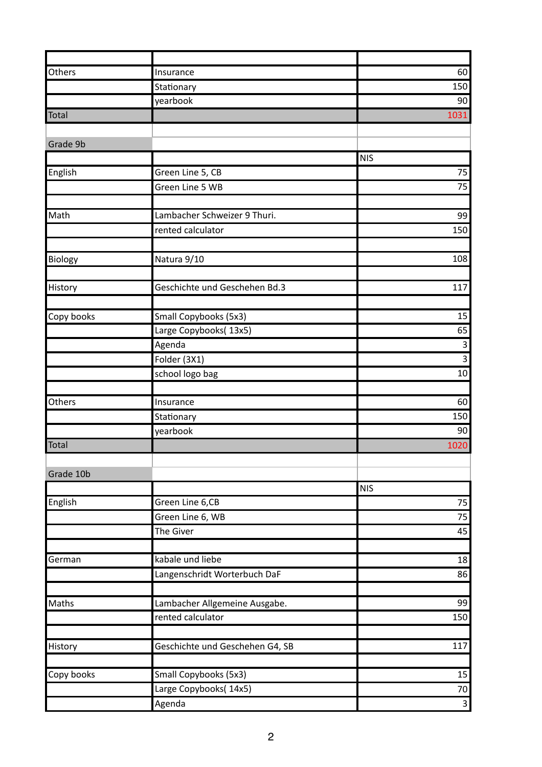| | | |
|---|---|---|
| Others | Insurance | 60 |
| | Stationary | 150 |
| | yearbook | 90 |
| Total | | 1031 |

| Grade 9b | | |
|---|---|---|
| | | NIS |
| English | Green Line 5, CB | 75 |
| | Green Line 5 WB | 75 |
| | | |
| Math | Lambacher Schweizer 9 Thuri. | 99 |
| | rented calculator | 150 |
| | | |
| Biology | Natura 9/10 | 108 |
| | | |
| History | Geschichte und Geschehen Bd.3 | 117 |
| | | |
| Copy books | Small Copybooks (5x3) | 15 |
| | Large Copybooks( 13x5) | 65 |
| | Agenda | 3 |
| | Folder (3X1) | 3 |
| | school logo bag | 10 |
| | | |
| Others | Insurance | 60 |
| | Stationary | 150 |
| | yearbook | 90 |
| Total | | 1020 |

| Grade 10b | | |
|---|---|---|
| | | NIS |
| English | Green Line 6,CB | 75 |
| | Green Line 6, WB | 75 |
| | The Giver | 45 |
| | | |
| German | kabale und liebe | 18 |
| | Langenschridt Worterbuch DaF | 86 |
| | | |
| Maths | Lambacher Allgemeine Ausgabe. | 99 |
| | rented calculator | 150 |
| | | |
| History | Geschichte und Geschehen G4, SB | 117 |
| | | |
| Copy books | Small Copybooks (5x3) | 15 |
| | Large Copybooks( 14x5) | 70 |
| | Agenda | 3 |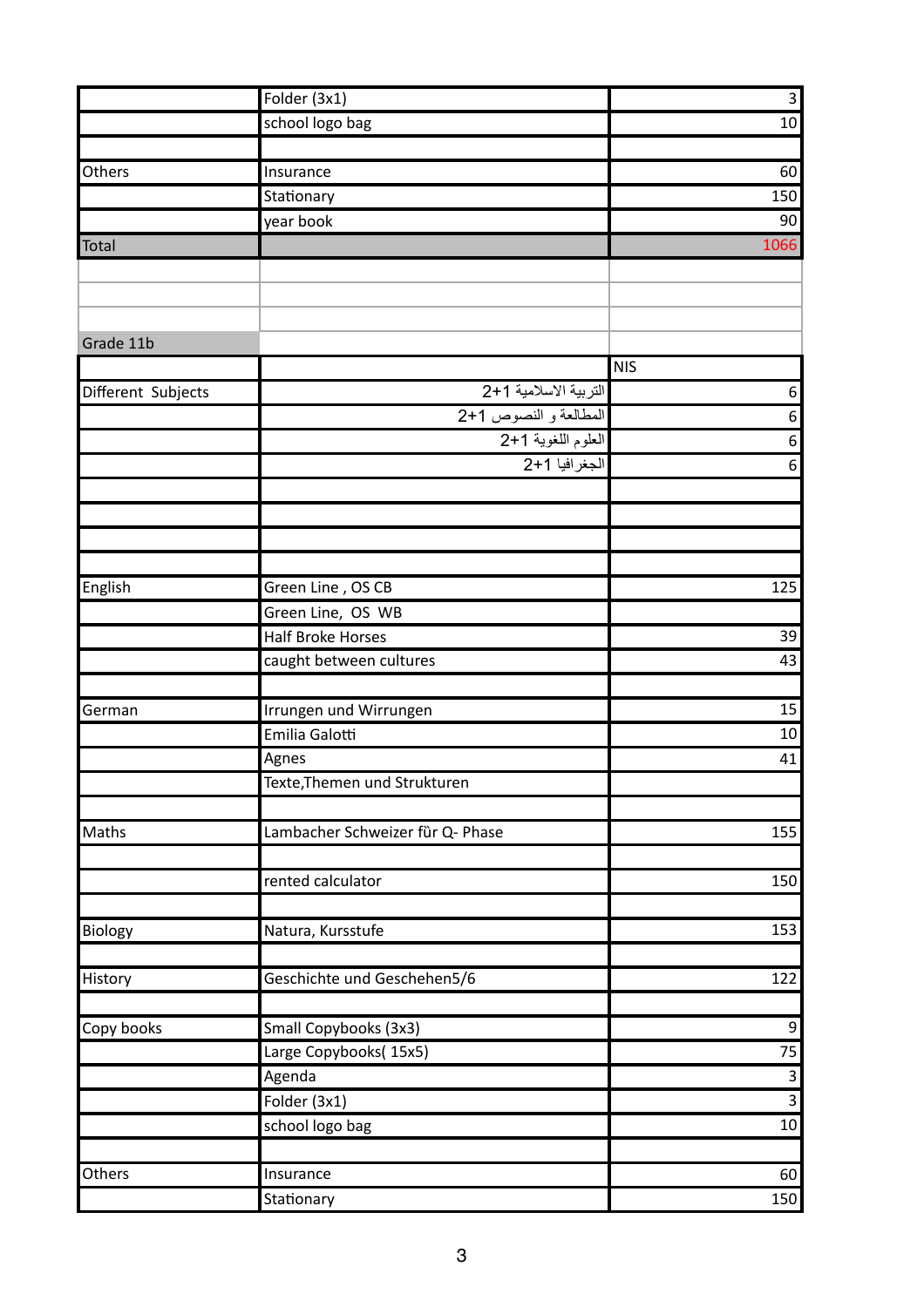| | | |
|---|---|---|
| | Folder (3x1) | 3 |
| | school logo bag | 10 |
| | | |
| Others | Insurance | 60 |
| | Stationary | 150 |
| | year book | 90 |
| Total | | 1066 |
| | | |
| | | |
| | | |
| Grade 11b | | |
| | | NIS |
| Different Subjects | التربية الاسلامية 1+2 | 6 |
| | المطالعة و النصوص 1+2 | 6 |
| | العلوم اللغوية 1+2 | 6 |
| | الجغرافيا 1+2 | 6 |
| | | |
| | | |
| | | |
| | | |
| English | Green Line , OS CB | 125 |
| | Green Line, OS WB | |
| | Half Broke Horses | 39 |
| | caught between cultures | 43 |
| | | |
| German | Irrungen und Wirrungen | 15 |
| | Emilia Galotti | 10 |
| | Agnes | 41 |
| | Texte,Themen und Strukturen | |
| | | |
| Maths | Lambacher Schweizer fùr Q- Phase | 155 |
| | | |
| | rented calculator | 150 |
| | | |
| Biology | Natura, Kursstufe | 153 |
| | | |
| History | Geschichte und Geschehen5/6 | 122 |
| | | |
| Copy books | Small Copybooks (3x3) | 9 |
| | Large Copybooks( 15x5) | 75 |
| | Agenda | 3 |
| | Folder (3x1) | 3 |
| | school logo bag | 10 |
| | | |
| Others | Insurance | 60 |
| | Stationary | 150 |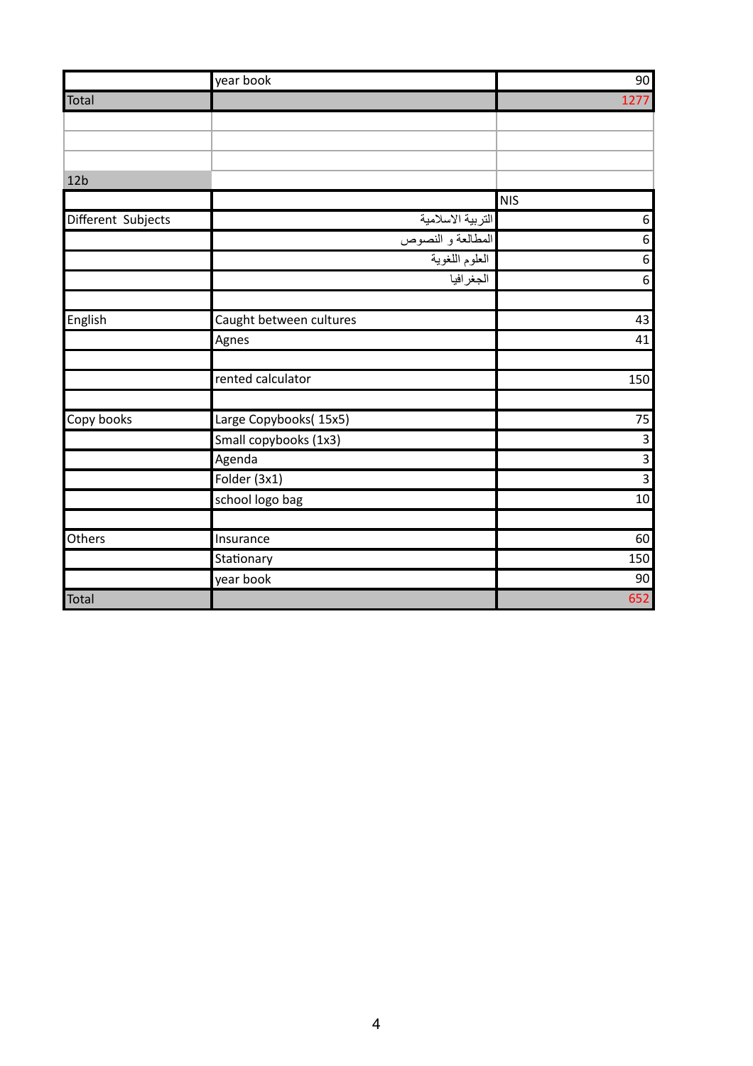| | | |
|---|---|---|
| | year book | 90 |
| Total | | 1277 |
| | | |
| | | |
| | | |
| 12b | | |
| | | NIS |
| Different  Subjects | التربية الاسلامية | 6 |
| | المطالعة و النصوص | 6 |
| | العلوم اللغوية | 6 |
| | الجغرافيا | 6 |
| | | |
| English | Caught between cultures | 43 |
| | Agnes | 41 |
| | | |
| | rented calculator | 150 |
| | | |
| Copy books | Large Copybooks( 15x5) | 75 |
| | Small copybooks (1x3) | 3 |
| | Agenda | 3 |
| | Folder (3x1) | 3 |
| | school logo bag | 10 |
| | | |
| Others | Insurance | 60 |
| | Stationary | 150 |
| | year book | 90 |
| Total | | 652 |